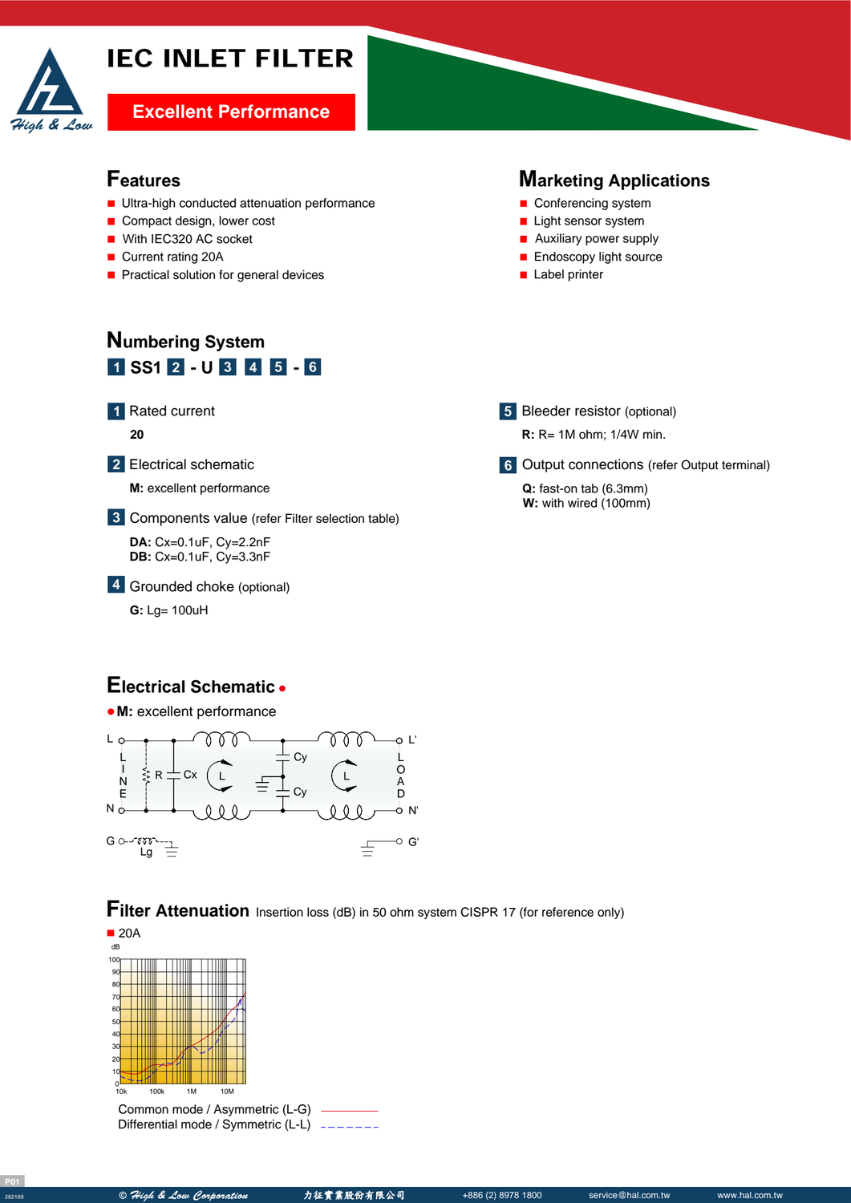# IEC INLET FILTER

**Excellent Performance**

## Features

- Ultra-high conducted attenuation performance
- Compact design, lower cost
- With IEC320 AC socket
- Current rating 20A
- Practical solution for general devices

## Marketing Applications

- Conferencing system
- Light sensor system
- Auxiliary power supply
- Endoscopy light source
- Label printer

## Numbering System

**1 SS1 2 - U 3 4 5 - 6**

**1** Rated current

**20**

**2** Electrical schematic

**M:** excellent performance

**3** Components value (refer Filter selection table)

**DA:** Cx=0.1uF, Cy=2.2nF
**DB:** Cx=0.1uF, Cy=3.3nF

**4** Grounded choke (optional)

**G:** Lg= 100uH

**5** Bleeder resistor (optional)

**R:** R= 1M ohm; 1/4W min.

**6** Output connections (refer Output terminal)

**Q:** fast-on tab (6.3mm)
**W:** with wired (100mm)

## Electrical Schematic

**M:** excellent performance

## Filter Attenuation

Insertion loss (dB) in 50 ohm system CISPR 17 (for reference only)

20A

Common mode / Asymmetric (L-G)
Differential mode / Symmetric (L-L)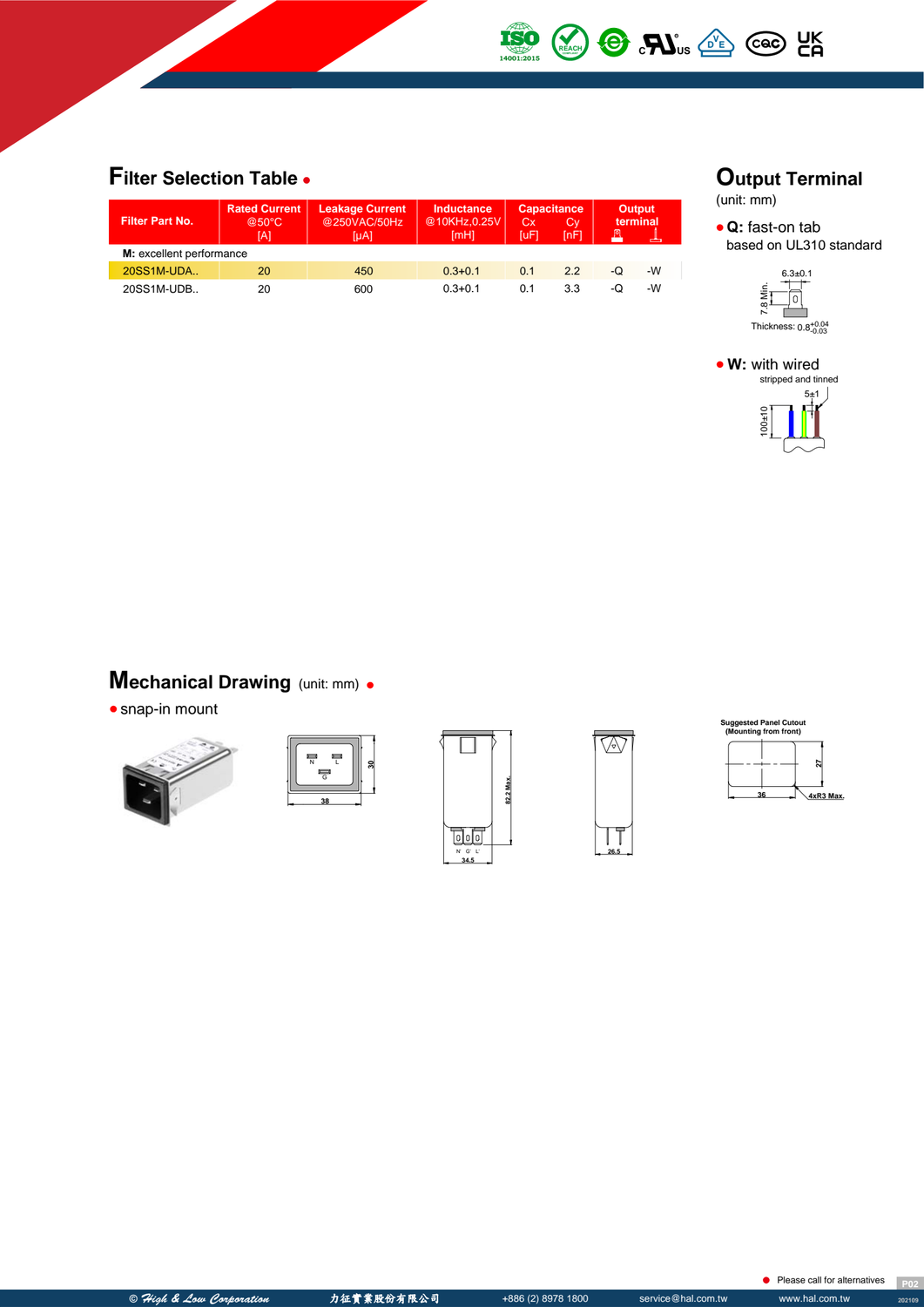## Filter Selection Table

| Filter Part No. | Rated Current @50°C [A] | Leakage Current @250VAC/50Hz [μA] | Inductance @10KHz,0.25V [mH] | Capacitance Cx [uF] | Capacitance Cy [nF] | Output terminal | |
|---|---|---|---|---|---|---|---|
| **M:** excellent performance | | | | | | | |
| 20SS1M-UDA.. | 20 | 450 | 0.3+0.1 | 0.1 | 2.2 | -Q | -W |
| 20SS1M-UDB.. | 20 | 600 | 0.3+0.1 | 0.1 | 3.3 | -Q | -W |

## Output Terminal

(unit: mm)

- **Q:** fast-on tab based on UL310 standard

6.3±0.1

7.8 Min.

Thickness: $0.8^{+0.04}_{-0.03}$

- **W:** with wired stripped and tinned

5±1

100±10

## Mechanical Drawing (unit: mm)

- snap-in mount

N L G

38

30

82.2 Max.

N' G' L'

34.5

26.5

Suggested Panel Cutout (Mounting from front)

27

36

4xR3 Max.

Please call for alternatives